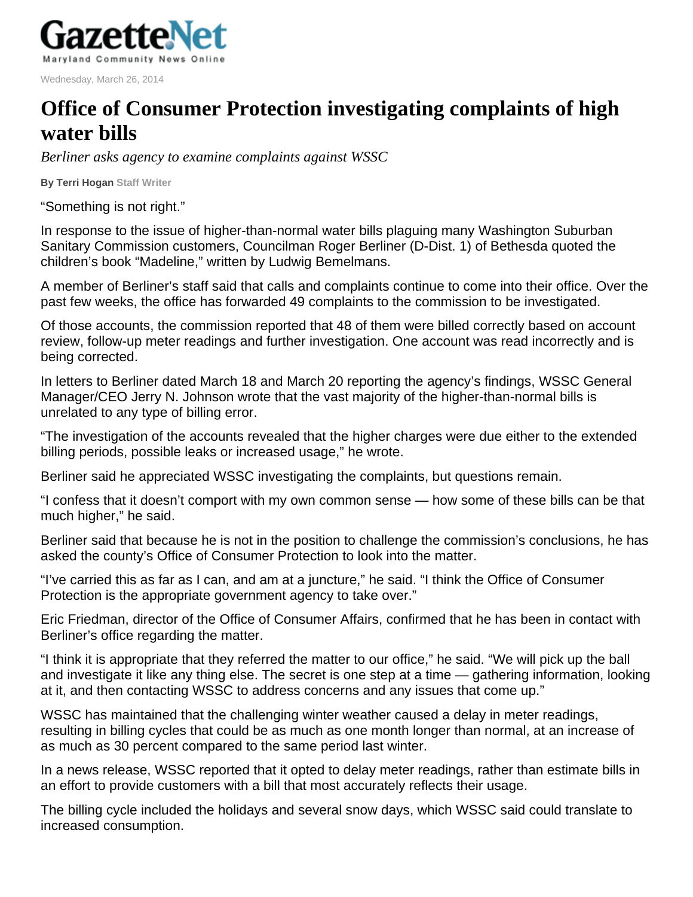GazetteNet

Maryland Community News Online

Wednesday, March 26, 2014

# Office of Consumer Protection investigating complaints of high water bills

*Berliner asks agency to examine complaints against WSSC*

**By Terri Hogan** Staff Writer

"Something is not right."

In response to the issue of higher-than-normal water bills plaguing many Washington Suburban Sanitary Commission customers, Councilman Roger Berliner (D-Dist. 1) of Bethesda quoted the children's book "Madeline," written by Ludwig Bemelmans.

A member of Berliner's staff said that calls and complaints continue to come into their office. Over the past few weeks, the office has forwarded 49 complaints to the commission to be investigated.

Of those accounts, the commission reported that 48 of them were billed correctly based on account review, follow-up meter readings and further investigation. One account was read incorrectly and is being corrected.

In letters to Berliner dated March 18 and March 20 reporting the agency's findings, WSSC General Manager/CEO Jerry N. Johnson wrote that the vast majority of the higher-than-normal bills is unrelated to any type of billing error.

"The investigation of the accounts revealed that the higher charges were due either to the extended billing periods, possible leaks or increased usage," he wrote.

Berliner said he appreciated WSSC investigating the complaints, but questions remain.

"I confess that it doesn't comport with my own common sense — how some of these bills can be that much higher," he said.

Berliner said that because he is not in the position to challenge the commission's conclusions, he has asked the county's Office of Consumer Protection to look into the matter.

"I've carried this as far as I can, and am at a juncture," he said. "I think the Office of Consumer Protection is the appropriate government agency to take over."

Eric Friedman, director of the Office of Consumer Affairs, confirmed that he has been in contact with Berliner's office regarding the matter.

"I think it is appropriate that they referred the matter to our office," he said. "We will pick up the ball and investigate it like any thing else. The secret is one step at a time — gathering information, looking at it, and then contacting WSSC to address concerns and any issues that come up."

WSSC has maintained that the challenging winter weather caused a delay in meter readings, resulting in billing cycles that could be as much as one month longer than normal, at an increase of as much as 30 percent compared to the same period last winter.

In a news release, WSSC reported that it opted to delay meter readings, rather than estimate bills in an effort to provide customers with a bill that most accurately reflects their usage.

The billing cycle included the holidays and several snow days, which WSSC said could translate to increased consumption.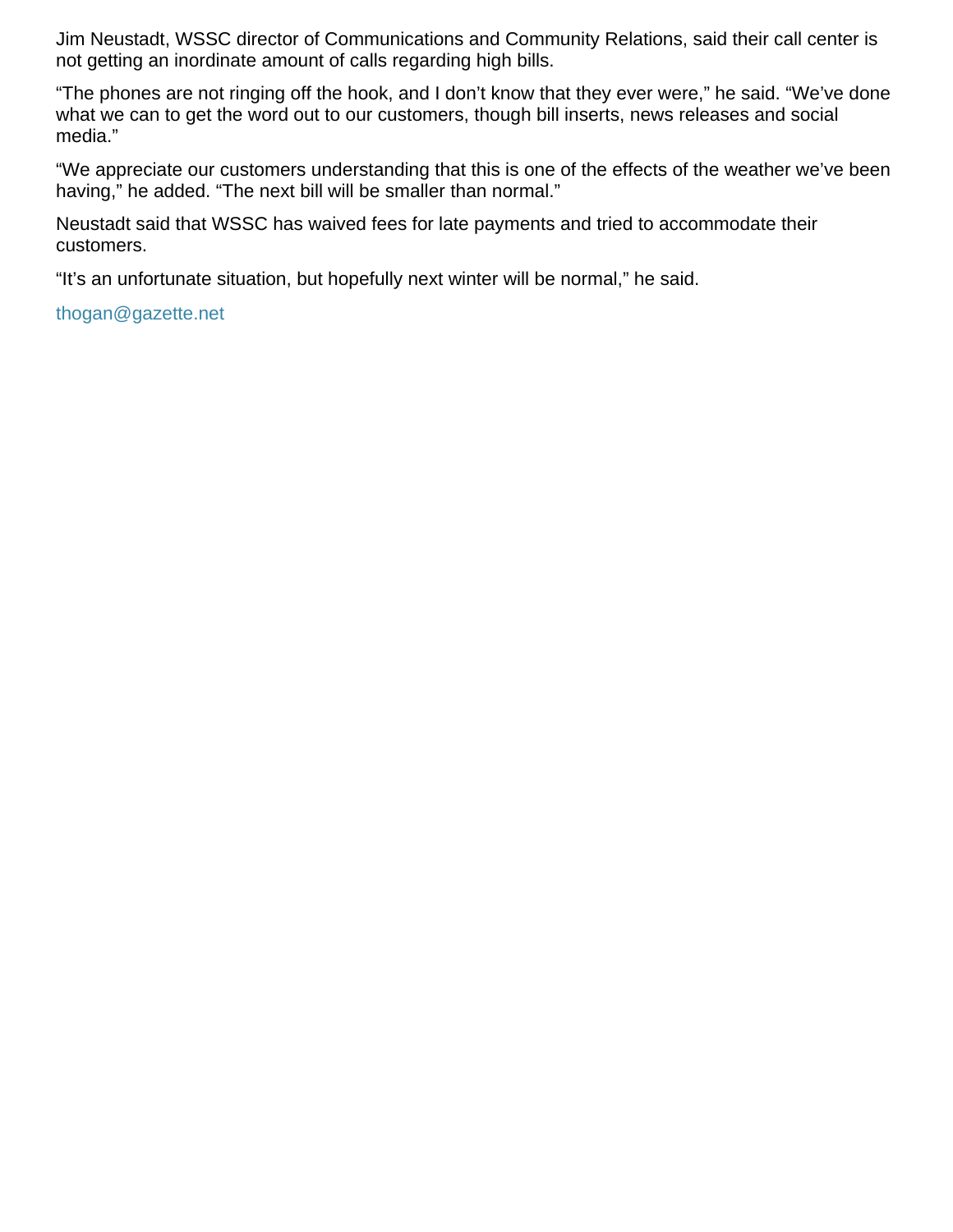Jim Neustadt, WSSC director of Communications and Community Relations, said their call center is not getting an inordinate amount of calls regarding high bills.

“The phones are not ringing off the hook, and I don’t know that they ever were,” he said. “We’ve done what we can to get the word out to our customers, though bill inserts, news releases and social media.”

“We appreciate our customers understanding that this is one of the effects of the weather we’ve been having,” he added. “The next bill will be smaller than normal.”

Neustadt said that WSSC has waived fees for late payments and tried to accommodate their customers.

“It’s an unfortunate situation, but hopefully next winter will be normal,” he said.

thogan@gazette.net